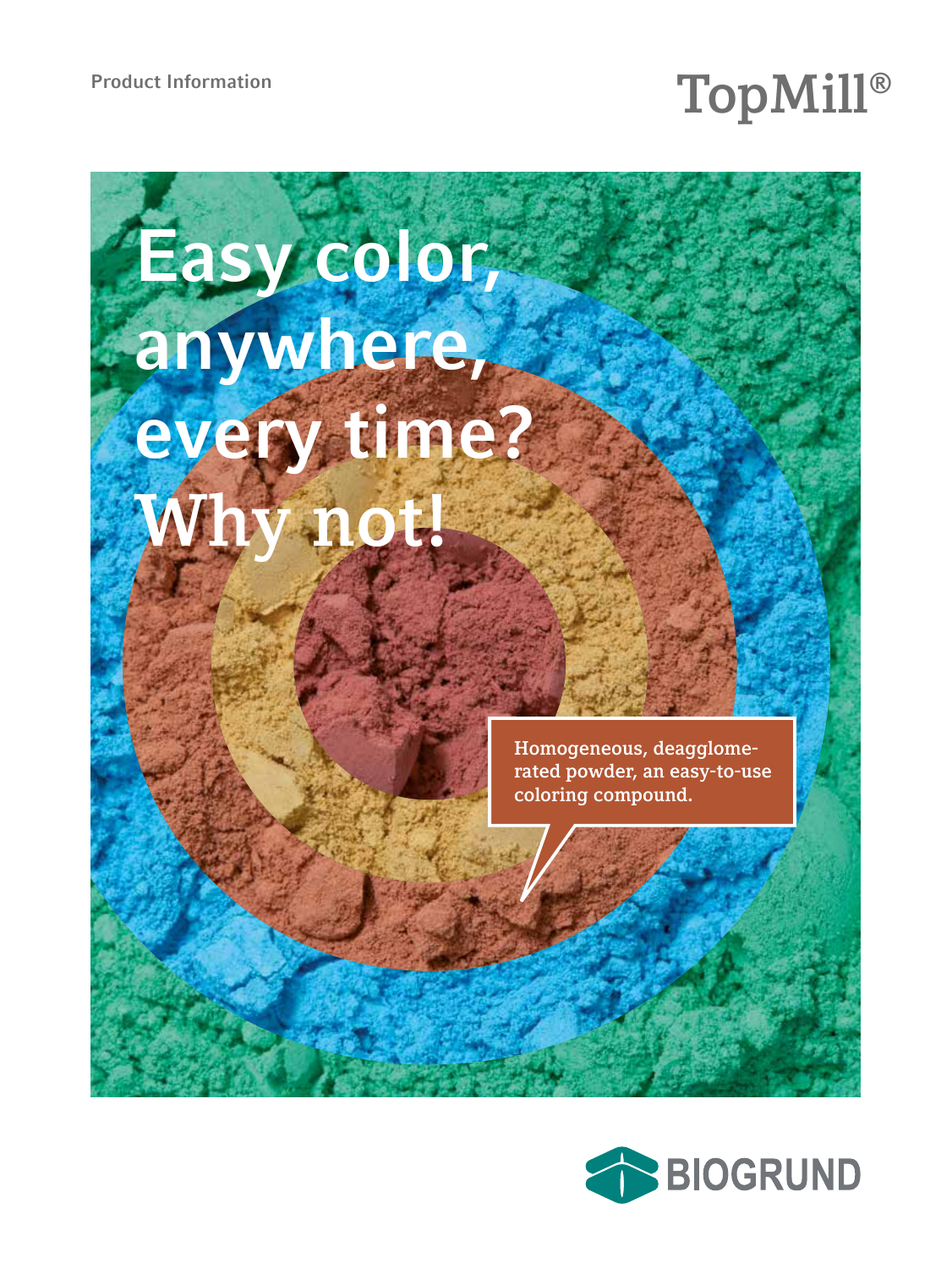Product Information

# TopMill®

## Easy color, anywhere, every time? Why not!

Homogeneous, deagglomerated powder, an easy-to-use coloring compound.

BIOGRUND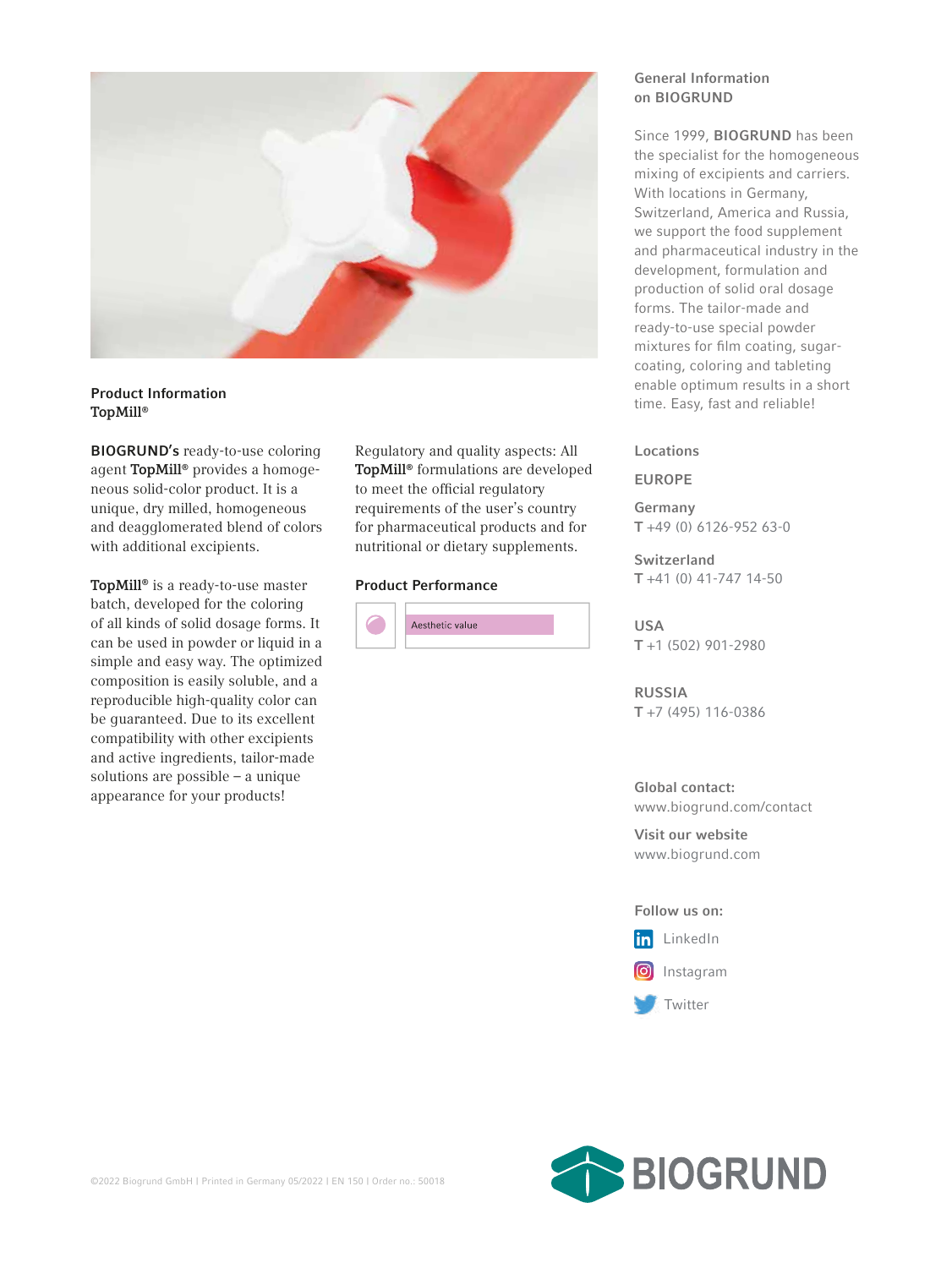## Product Information TopMill®

**BIOGRUND's** ready-to-use coloring agent **TopMill®** provides a homogeneous solid-color product. It is a unique, dry milled, homogeneous and deagglomerated blend of colors with additional excipients.

**TopMill®** is a ready-to-use master batch, developed for the coloring of all kinds of solid dosage forms. It can be used in powder or liquid in a simple and easy way. The optimized composition is easily soluble, and a reproducible high-quality color can be guaranteed. Due to its excellent compatibility with other excipients and active ingredients, tailor-made solutions are possible – a unique appearance for your products!

Regulatory and quality aspects: All **TopMill®** formulations are developed to meet the official regulatory requirements of the user's country for pharmaceutical products and for nutritional or dietary supplements.

### Product Performance

Aesthetic value

## General Information on BIOGRUND

Since 1999, **BIOGRUND** has been the specialist for the homogeneous mixing of excipients and carriers. With locations in Germany, Switzerland, America and Russia, we support the food supplement and pharmaceutical industry in the development, formulation and production of solid oral dosage forms. The tailor-made and ready-to-use special powder mixtures for film coating, sugar-coating, coloring and tableting enable optimum results in a short time. Easy, fast and reliable!

### Locations

**EUROPE**

**Germany**
**T** +49 (0) 6126-952 63-0

**Switzerland**
**T** +41 (0) 41-747 14-50

**USA**
**T** +1 (502) 901-2980

**RUSSIA**
**T** +7 (495) 116-0386

**Global contact:**
www.biogrund.com/contact

**Visit our website**
www.biogrund.com

**Follow us on:**
- LinkedIn
- Instagram
- Twitter

©2022 Biogrund GmbH | Printed in Germany 05/2022 | EN 150 | Order no.: 50018

BIOGRUND